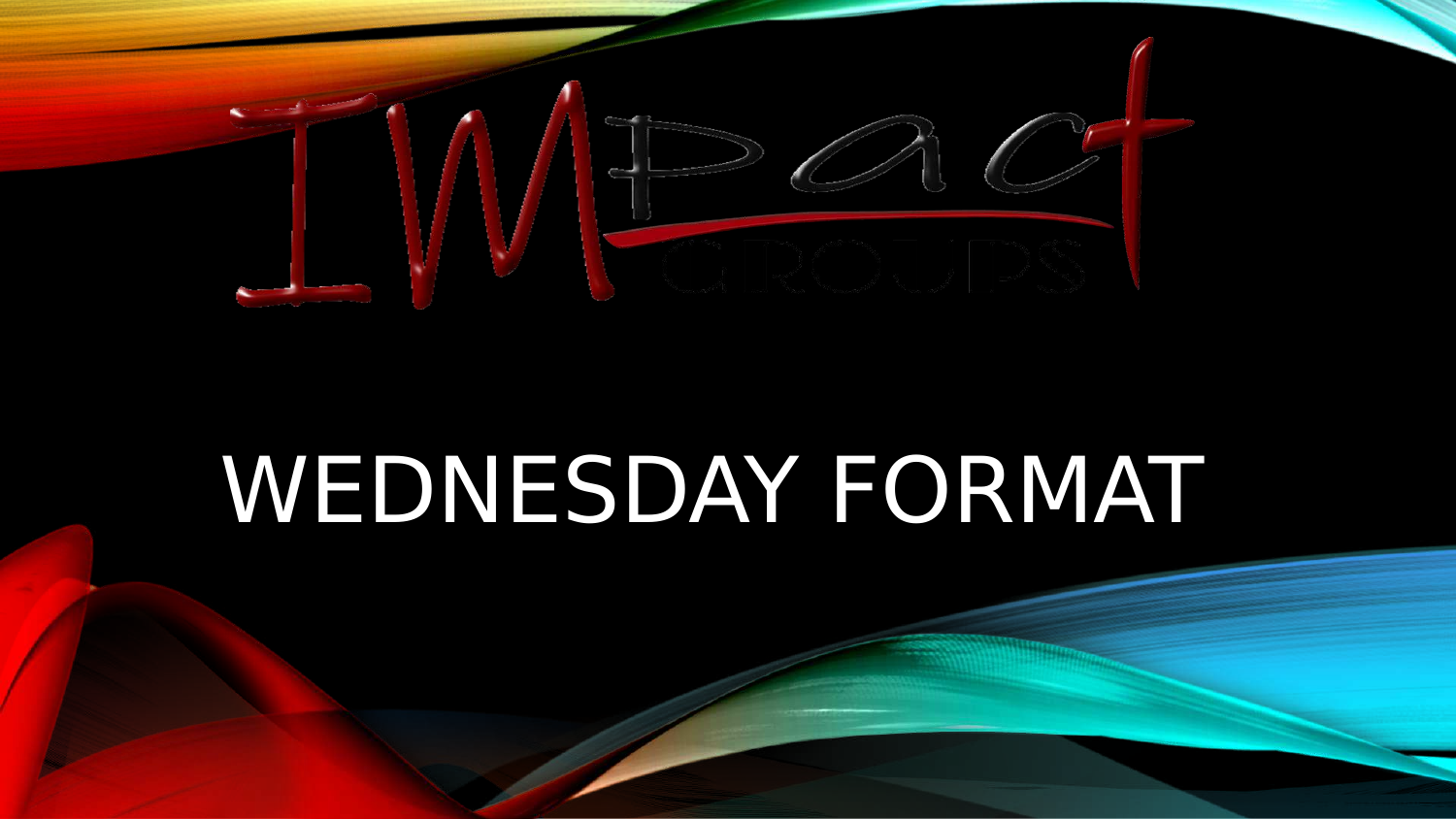# IMPact GROUPS

# WEDNESDAY FORMAT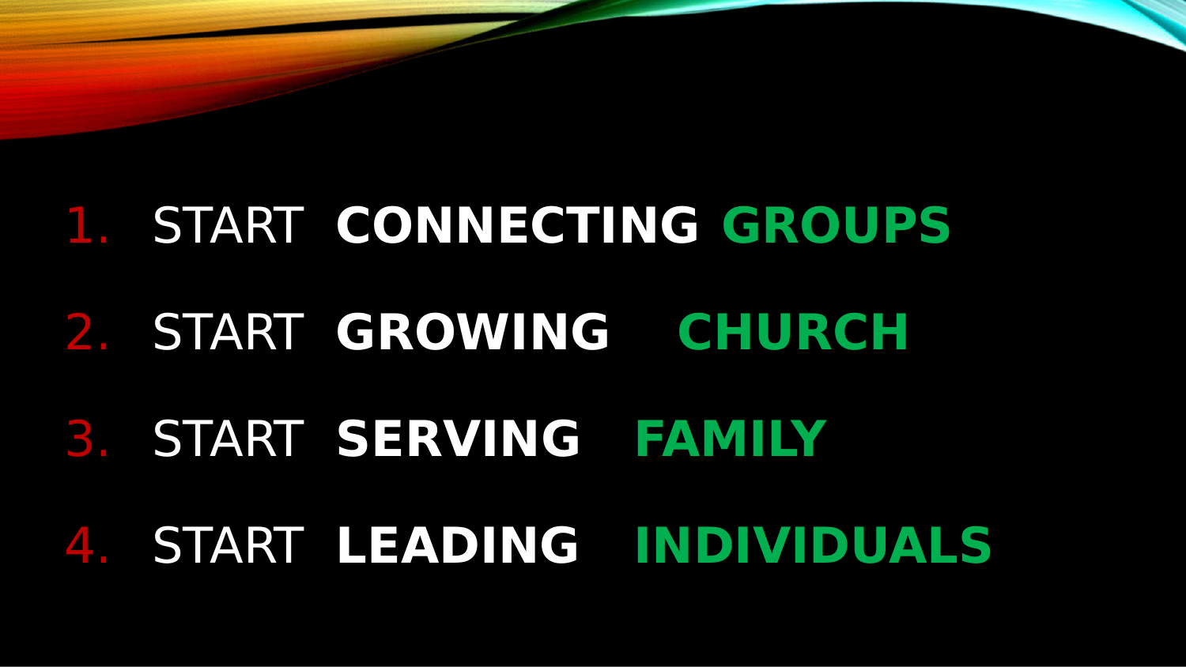1. START **CONNECTING** **GROUPS**
2. START **GROWING** **CHURCH**
3. START **SERVING** **FAMILY**
4. START **LEADING** **INDIVIDUALS**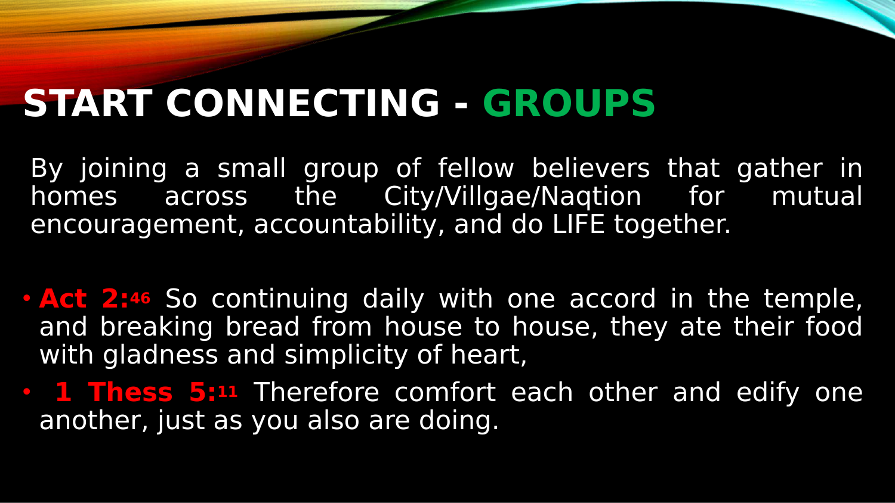# START CONNECTING - GROUPS

By joining a small group of fellow believers that gather in homes across the City/Villgae/Naqtion for mutual encouragement, accountability, and do LIFE together.

- **Act 2:46** So continuing daily with one accord in the temple, and breaking bread from house to house, they ate their food with gladness and simplicity of heart,
- **1 Thess 5:11** Therefore comfort each other and edify one another, just as you also are doing.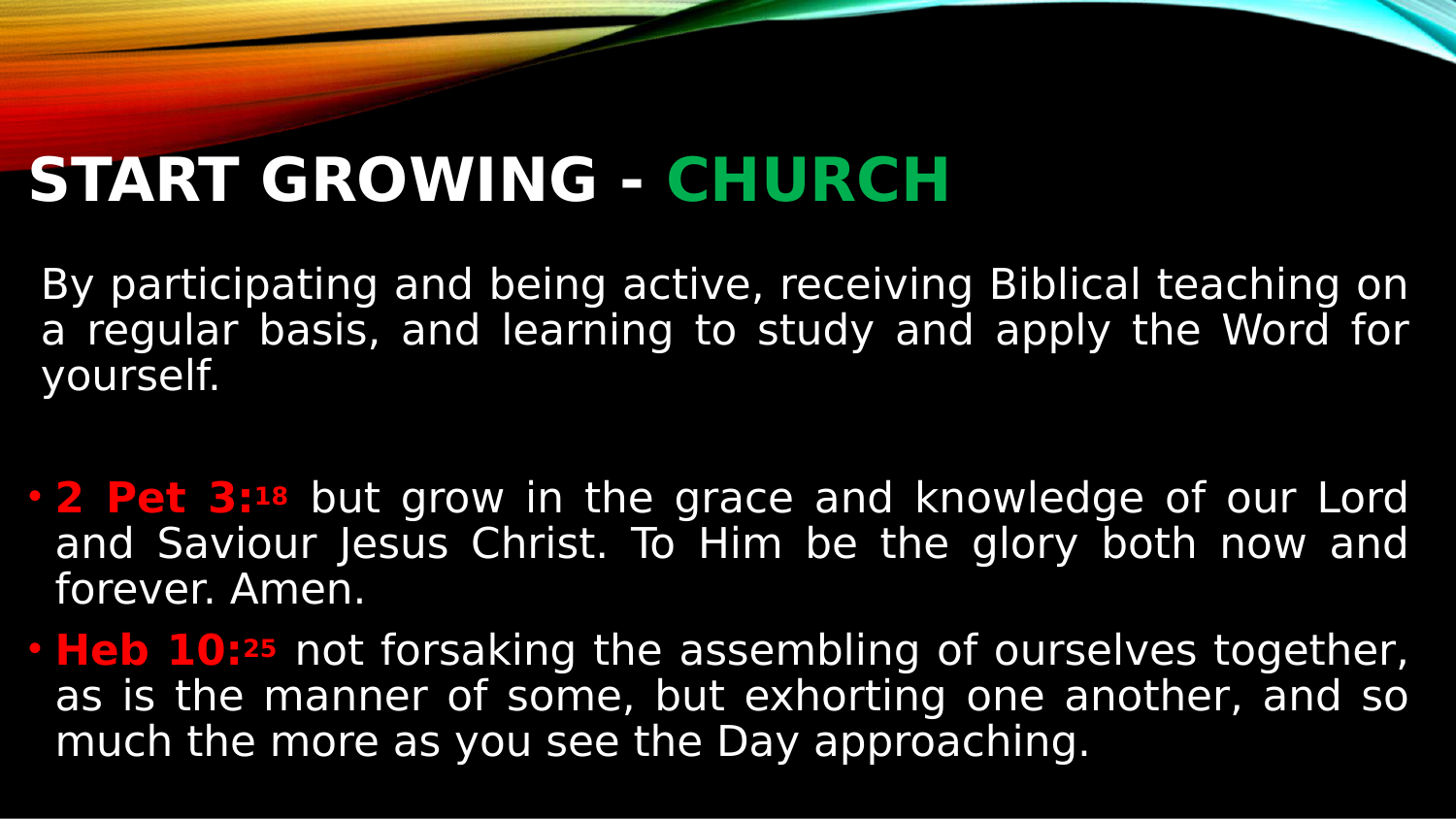# START GROWING - CHURCH

By participating and being active, receiving Biblical teaching on a regular basis, and learning to study and apply the Word for yourself.

- **2 Pet 3:18** but grow in the grace and knowledge of our Lord and Saviour Jesus Christ. To Him be the glory both now and forever. Amen.
- **Heb 10:25** not forsaking the assembling of ourselves together, as is the manner of some, but exhorting one another, and so much the more as you see the Day approaching.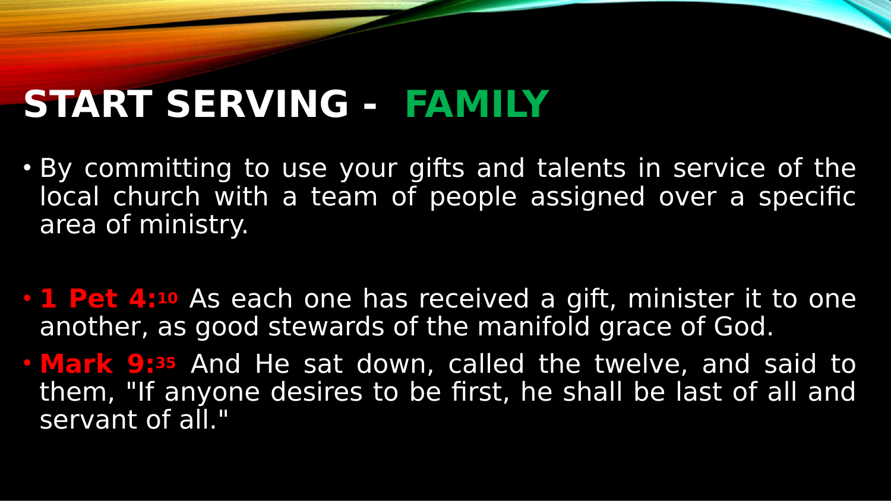# START SERVING - FAMILY

- By committing to use your gifts and talents in service of the local church with a team of people assigned over a specific area of ministry.

- **1 Pet 4:10** As each one has received a gift, minister it to one another, as good stewards of the manifold grace of God.
- **Mark 9:35** And He sat down, called the twelve, and said to them, "If anyone desires to be first, he shall be last of all and servant of all."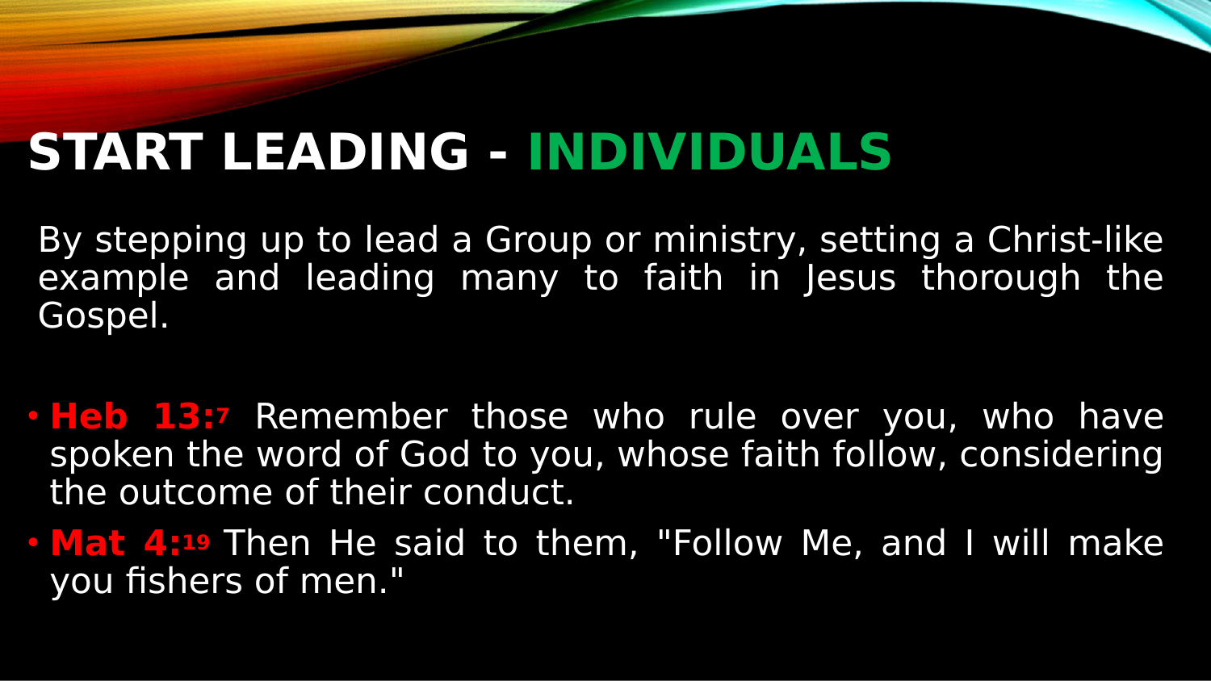# START LEADING - INDIVIDUALS

By stepping up to lead a Group or ministry, setting a Christ-like example and leading many to faith in Jesus thorough the Gospel.

- **Heb 13:7** Remember those who rule over you, who have spoken the word of God to you, whose faith follow, considering the outcome of their conduct.
- **Mat 4:19** Then He said to them, "Follow Me, and I will make you fishers of men."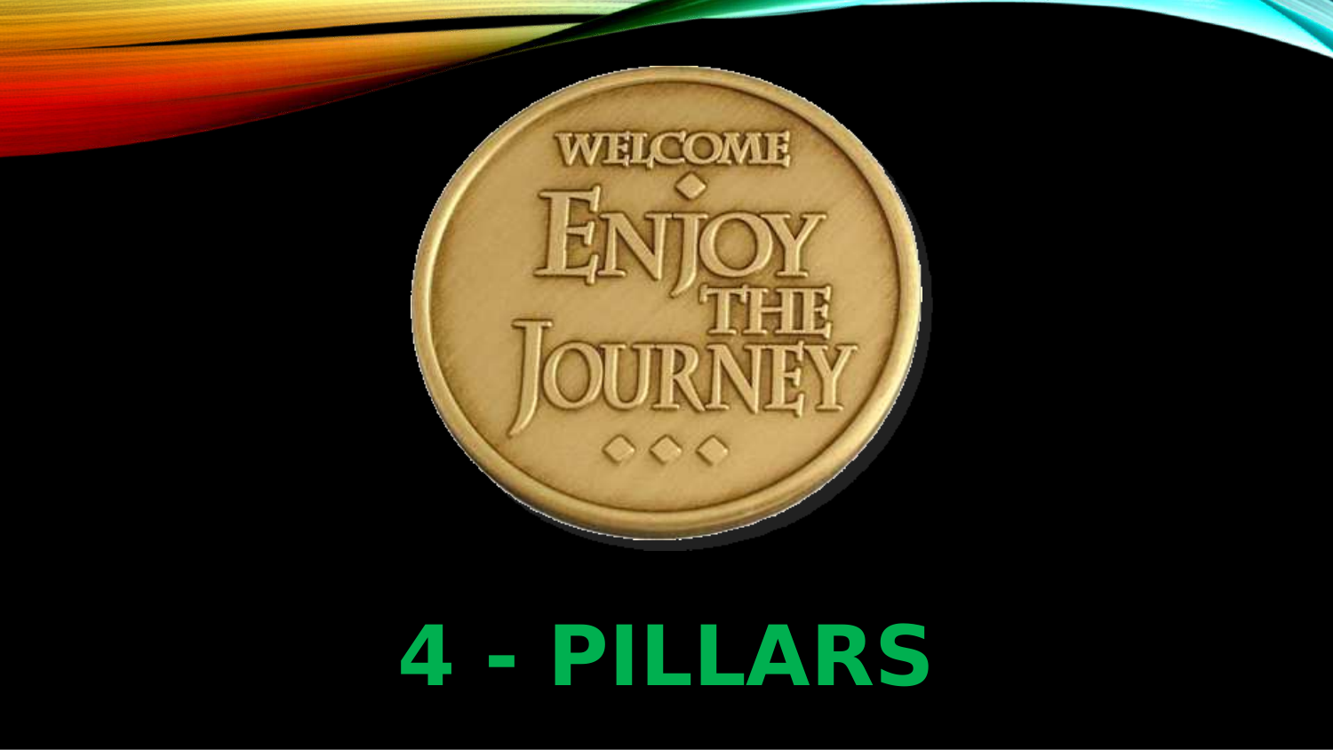WELCOME

ENJOY THE JOURNEY

# 4 - PILLARS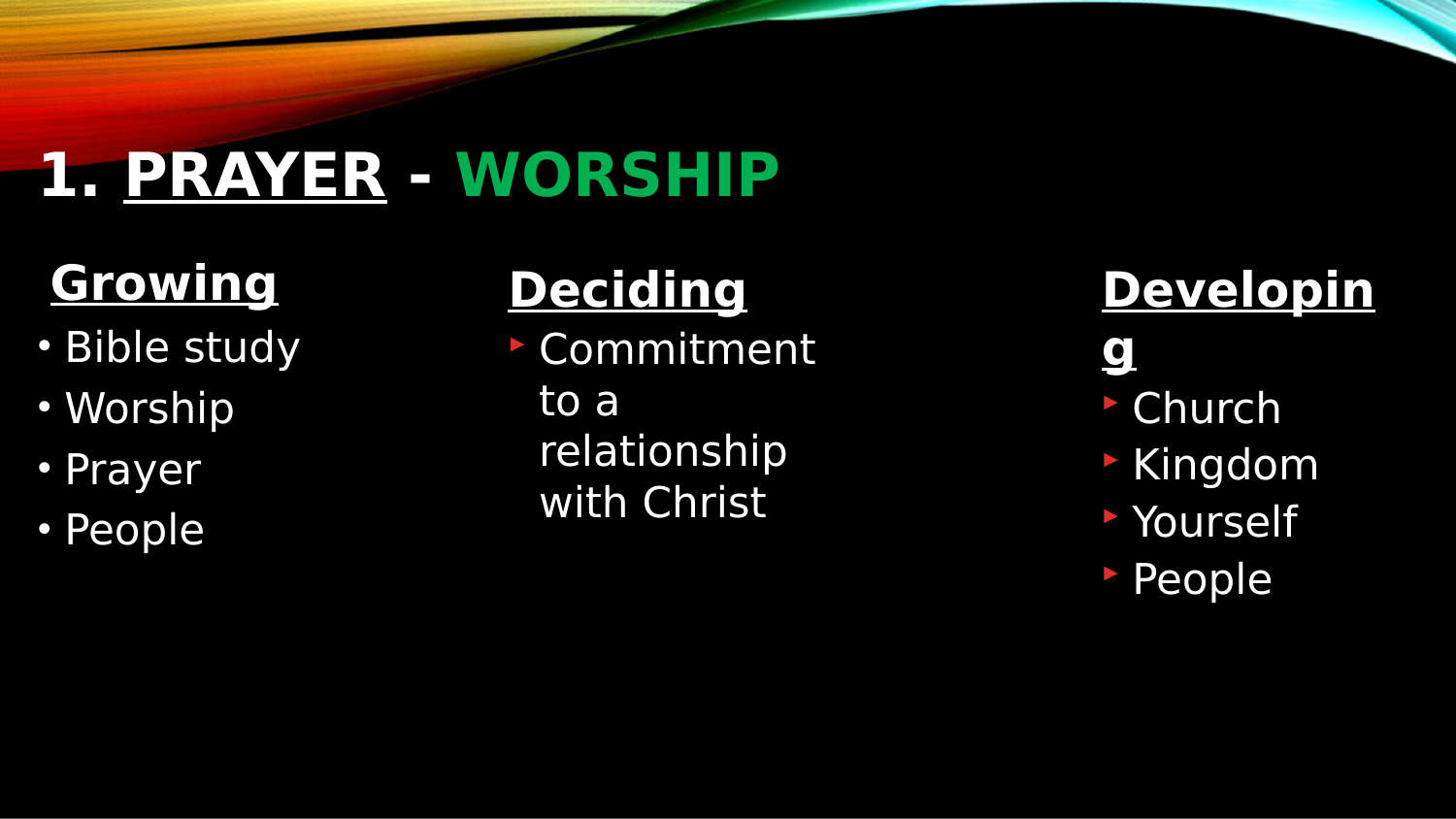# 1. PRAYER - WORSHIP

**Growing**

- Bible study
- Worship
- Prayer
- People

**Deciding**

- Commitment to a relationship with Christ

**Developing**

- Church
- Kingdom
- Yourself
- People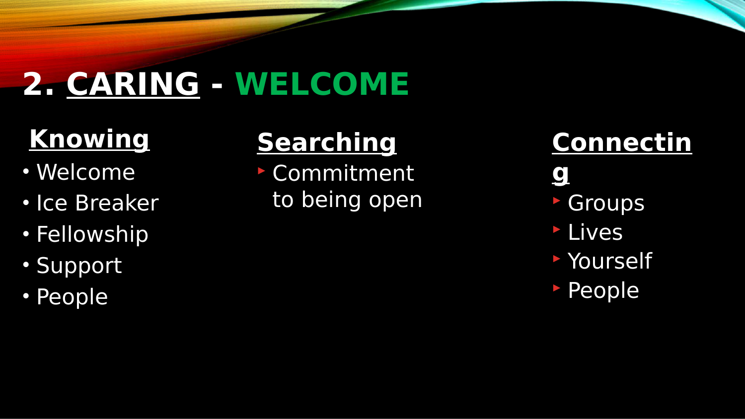# 2. CARING - WELCOME

## Knowing

- Welcome
- Ice Breaker
- Fellowship
- Support
- People

## Searching

- Commitment to being open

## Connecting

- Groups
- Lives
- Yourself
- People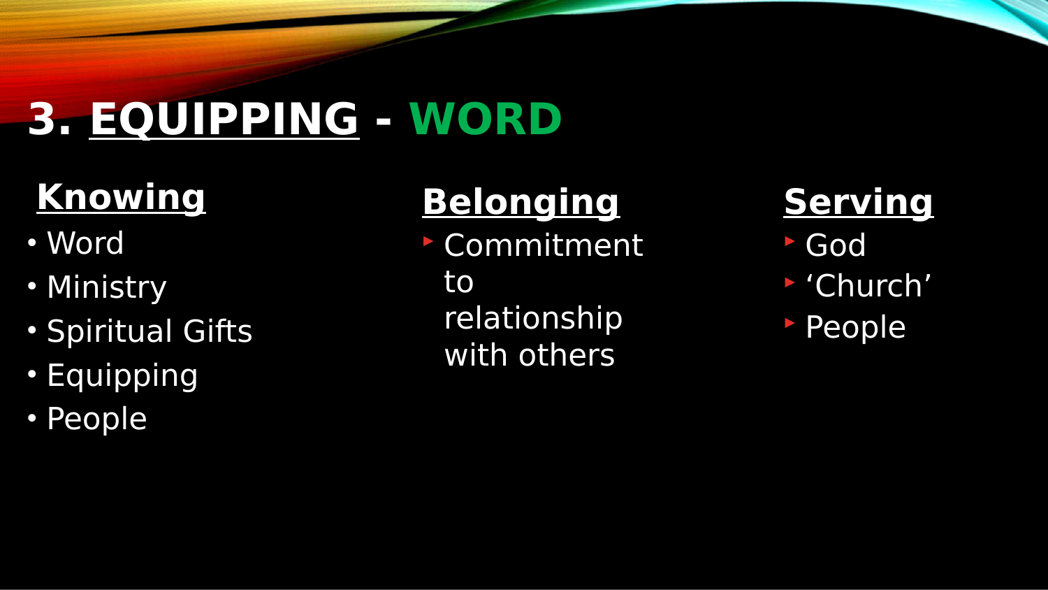# 3. EQUIPPING - WORD

## Knowing

- Word
- Ministry
- Spiritual Gifts
- Equipping
- People

## Belonging

- Commitment to relationship with others

## Serving

- God
- 'Church'
- People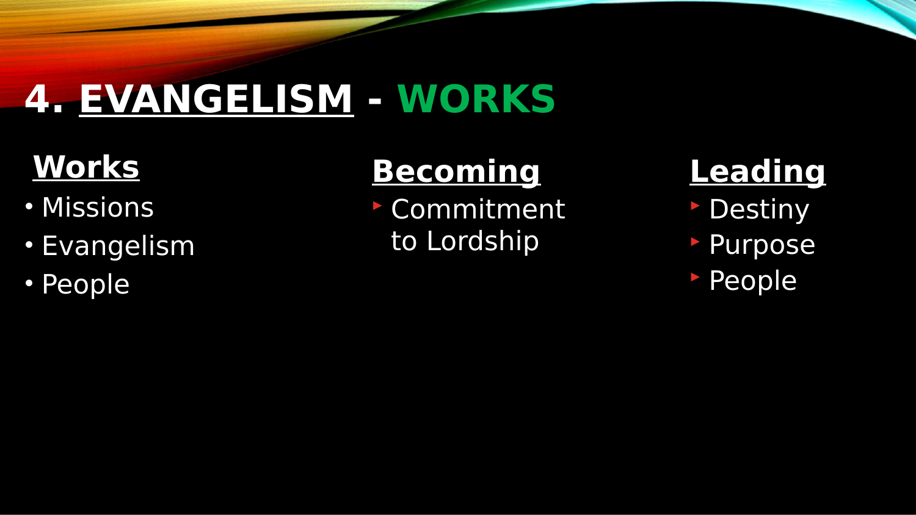# 4. EVANGELISM - WORKS

**Works**

- Missions
- Evangelism
- People

**Becoming**

- Commitment to Lordship

**Leading**

- Destiny
- Purpose
- People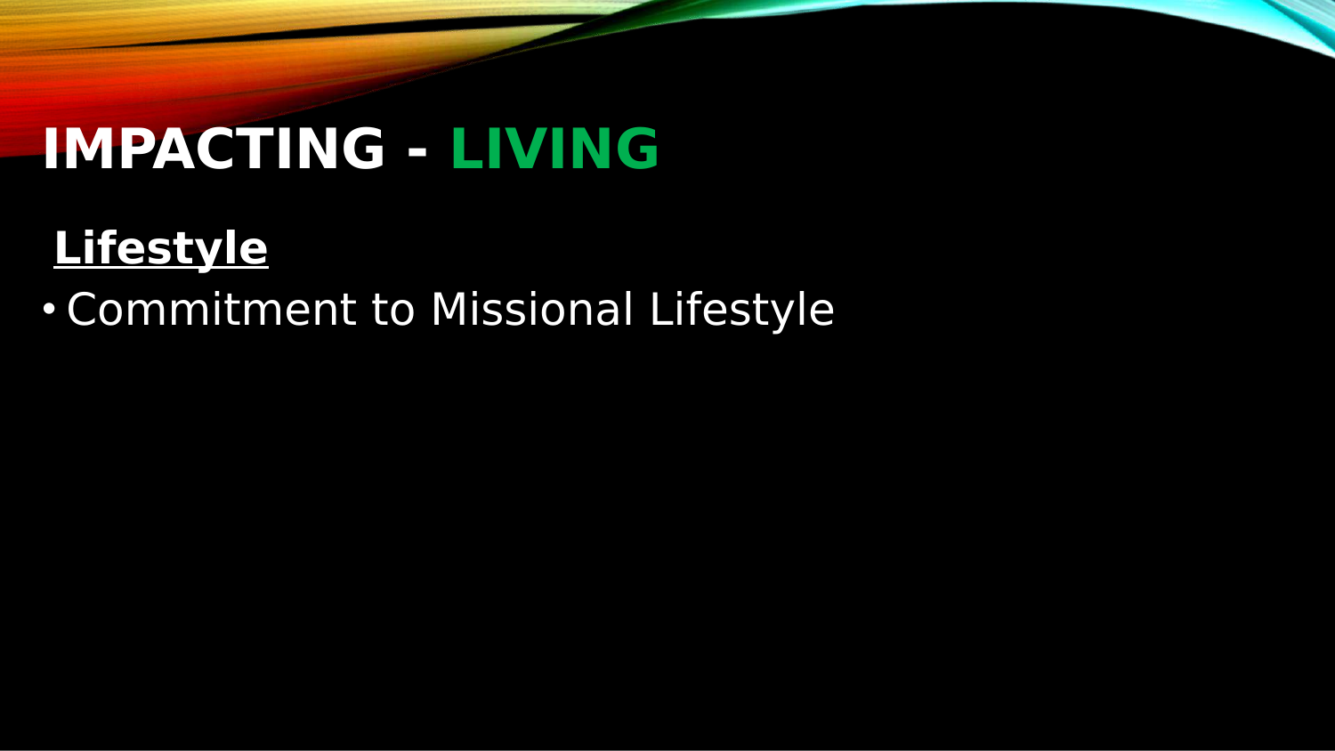# IMPACTING - LIVING

**Lifestyle**

- Commitment to Missional Lifestyle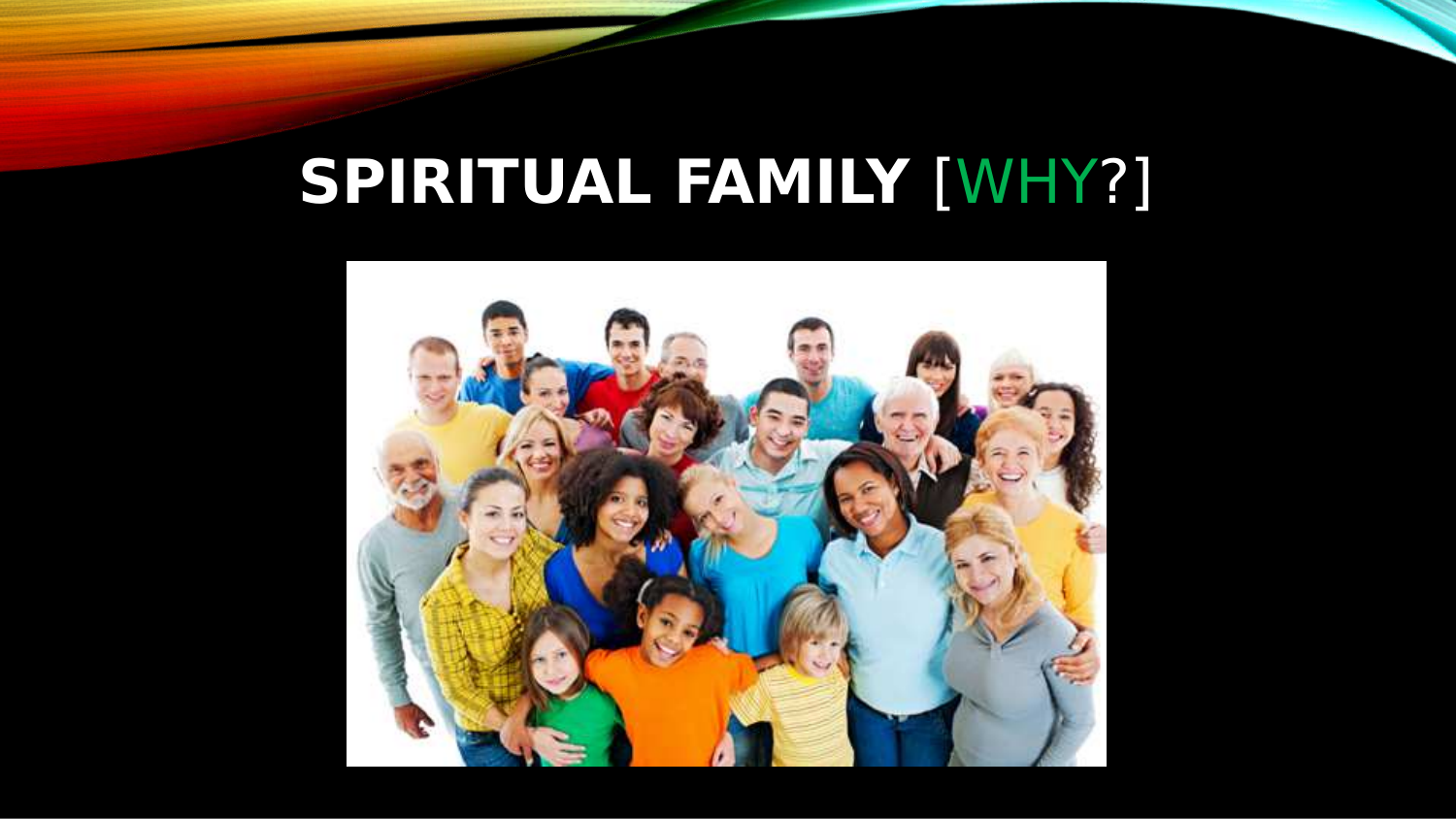# SPIRITUAL FAMILY [WHY?]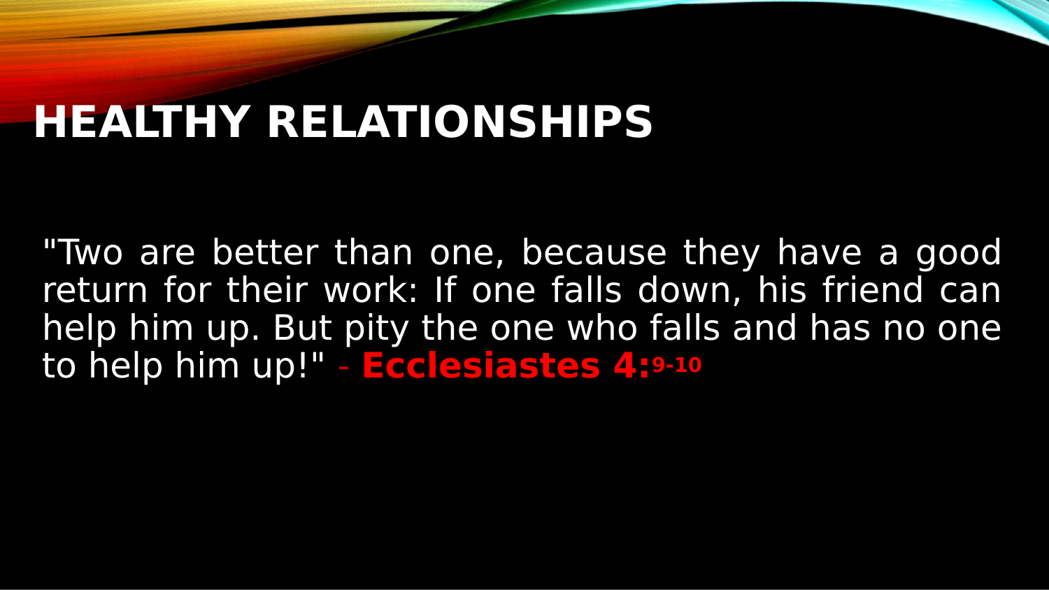# HEALTHY RELATIONSHIPS

"Two are better than one, because they have a good return for their work: If one falls down, his friend can help him up. But pity the one who falls and has no one to help him up!" - **Ecclesiastes 4:9-10**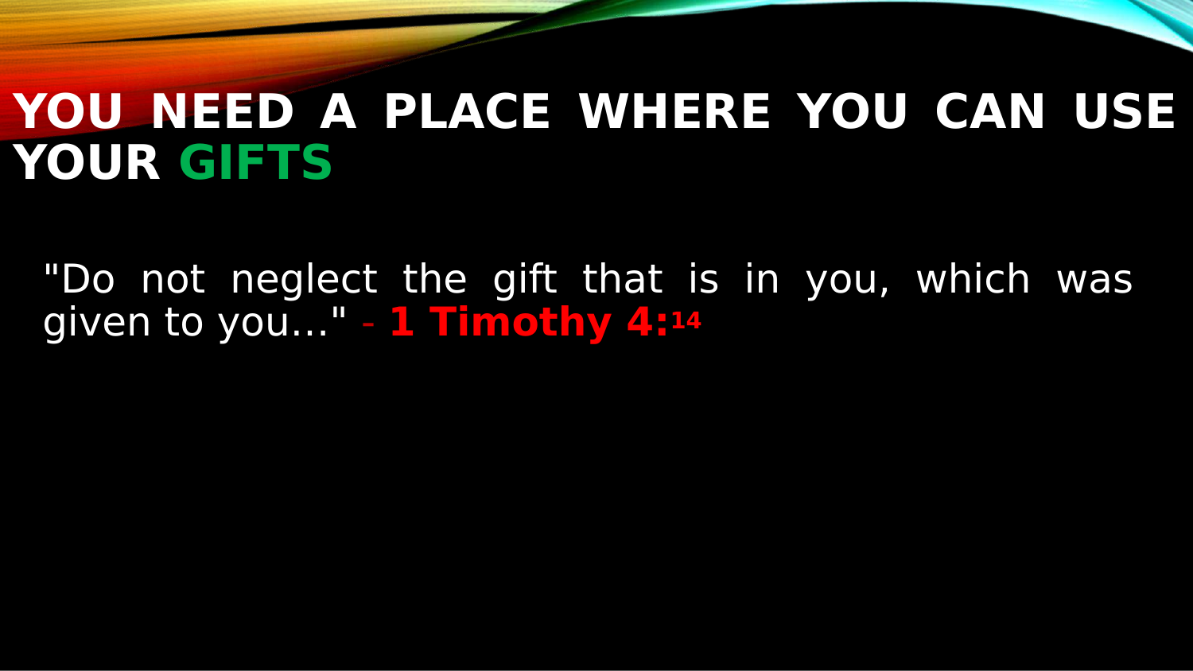# YOU NEED A PLACE WHERE YOU CAN USE YOUR GIFTS

"Do not neglect the gift that is in you, which was given to you..." - **1 Timothy 4:14**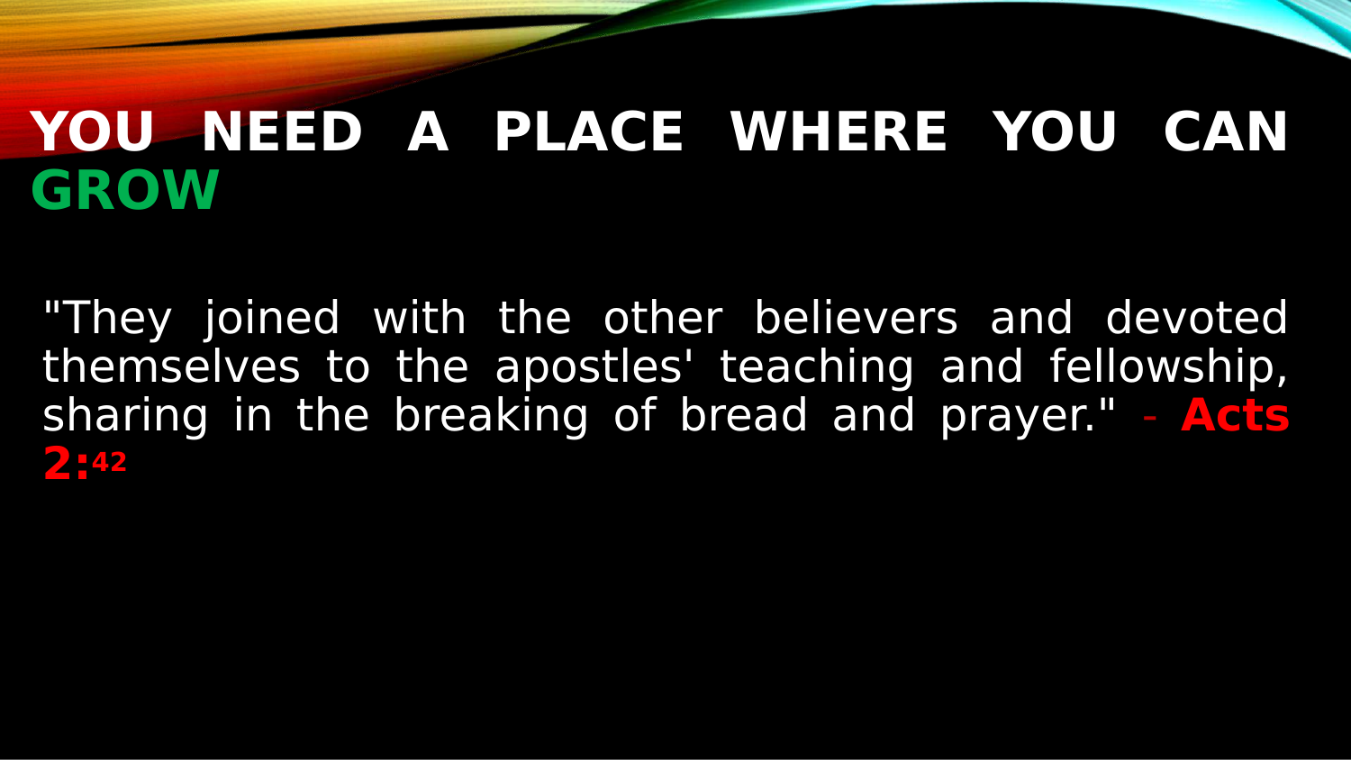# YOU NEED A PLACE WHERE YOU CAN GROW

"They joined with the other believers and devoted themselves to the apostles' teaching and fellowship, sharing in the breaking of bread and prayer." - **Acts 2:42**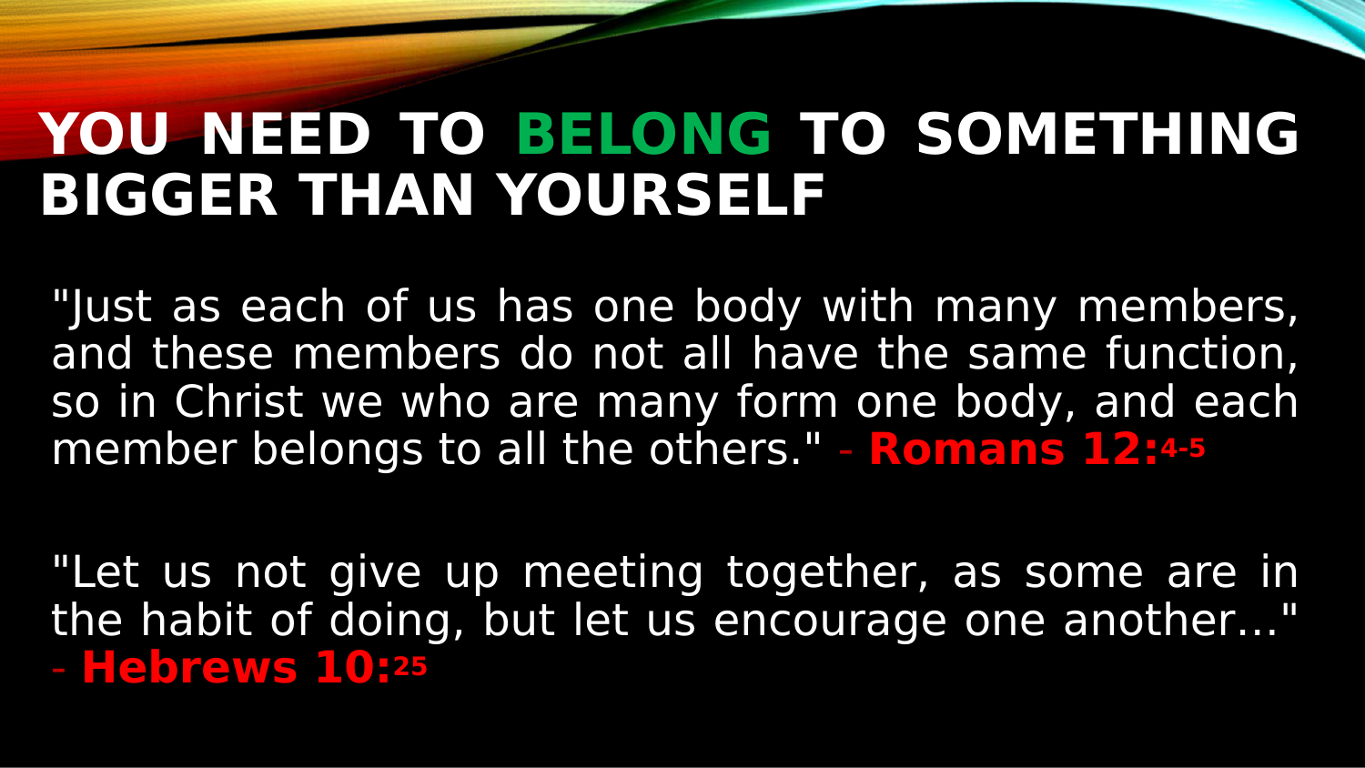# YOU NEED TO BELONG TO SOMETHING BIGGER THAN YOURSELF

"Just as each of us has one body with many members, and these members do not all have the same function, so in Christ we who are many form one body, and each member belongs to all the others." - **Romans 12:4-5**

"Let us not give up meeting together, as some are in the habit of doing, but let us encourage one another…" - **Hebrews 10:25**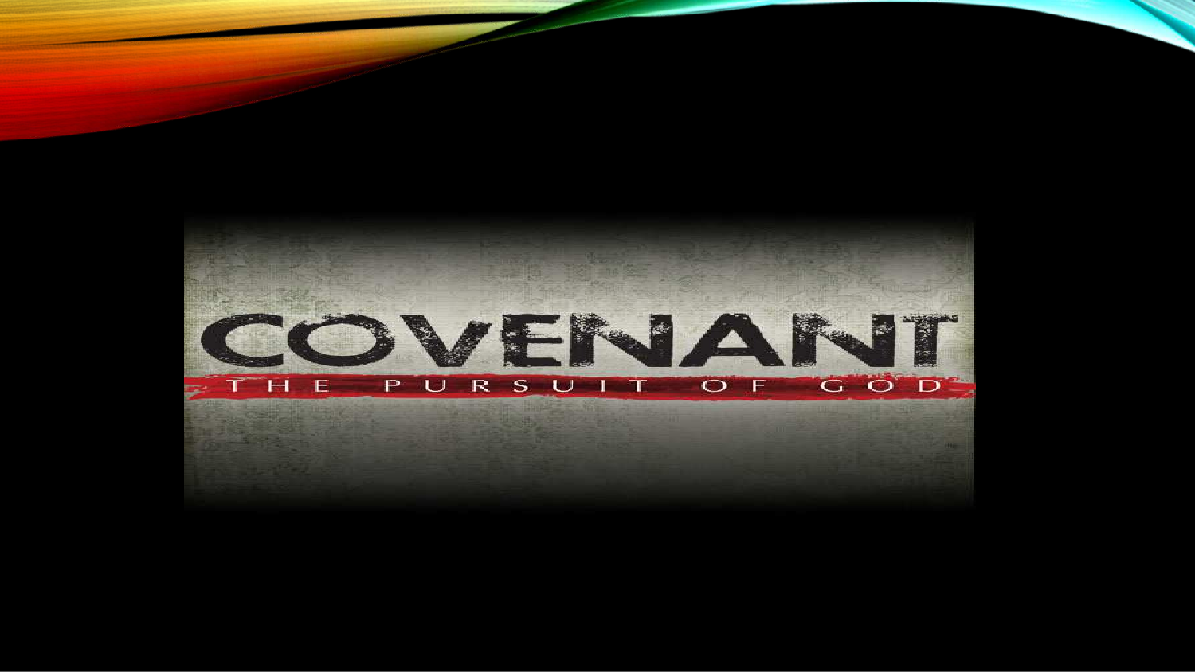# COVENANT

THE PURSUIT OF GOD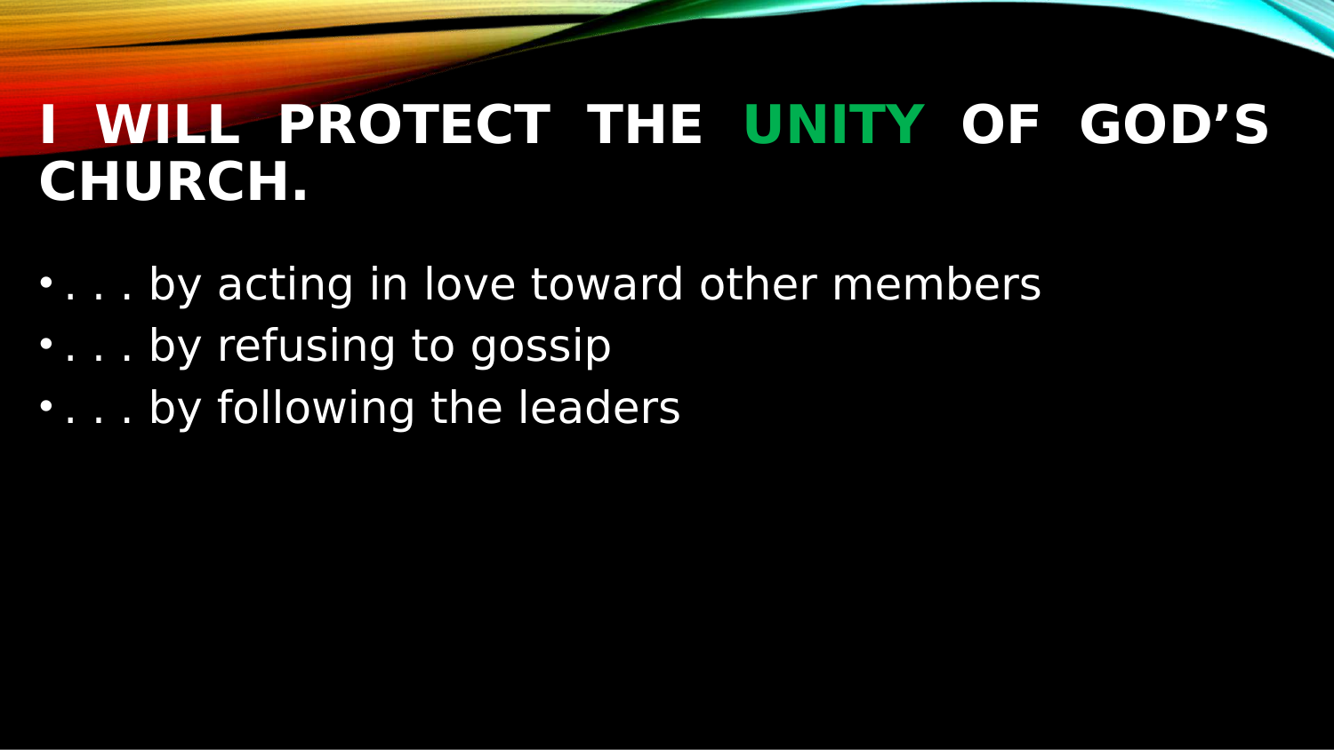# I WILL PROTECT THE UNITY OF GOD'S CHURCH.

- . . . by acting in love toward other members
- . . . by refusing to gossip
- . . . by following the leaders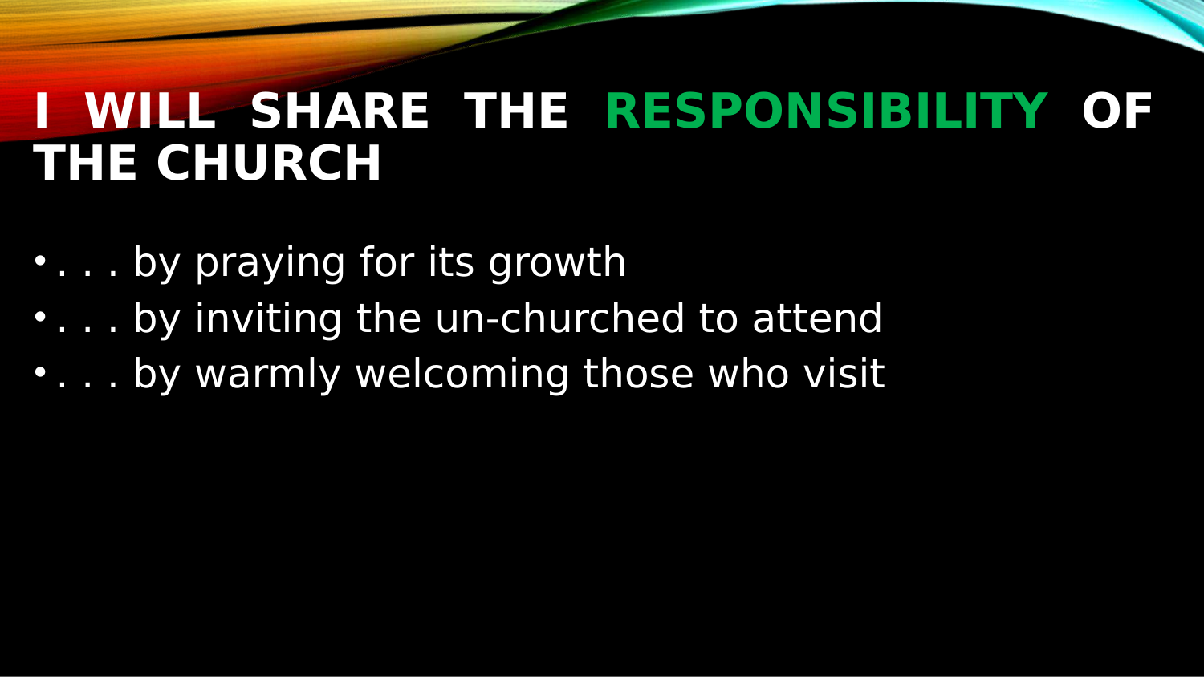# I WILL SHARE THE RESPONSIBILITY OF THE CHURCH

- . . . by praying for its growth
- . . . by inviting the un-churched to attend
- . . . by warmly welcoming those who visit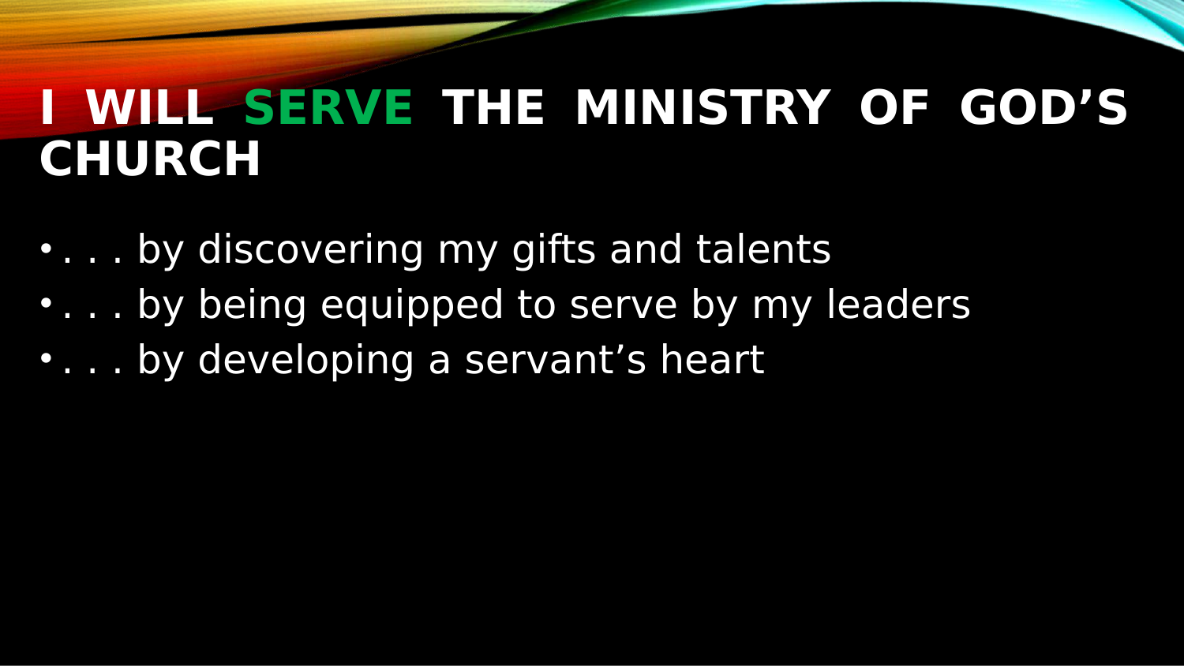# I WILL SERVE THE MINISTRY OF GOD'S CHURCH

- . . . by discovering my gifts and talents
- . . . by being equipped to serve by my leaders
- . . . by developing a servant's heart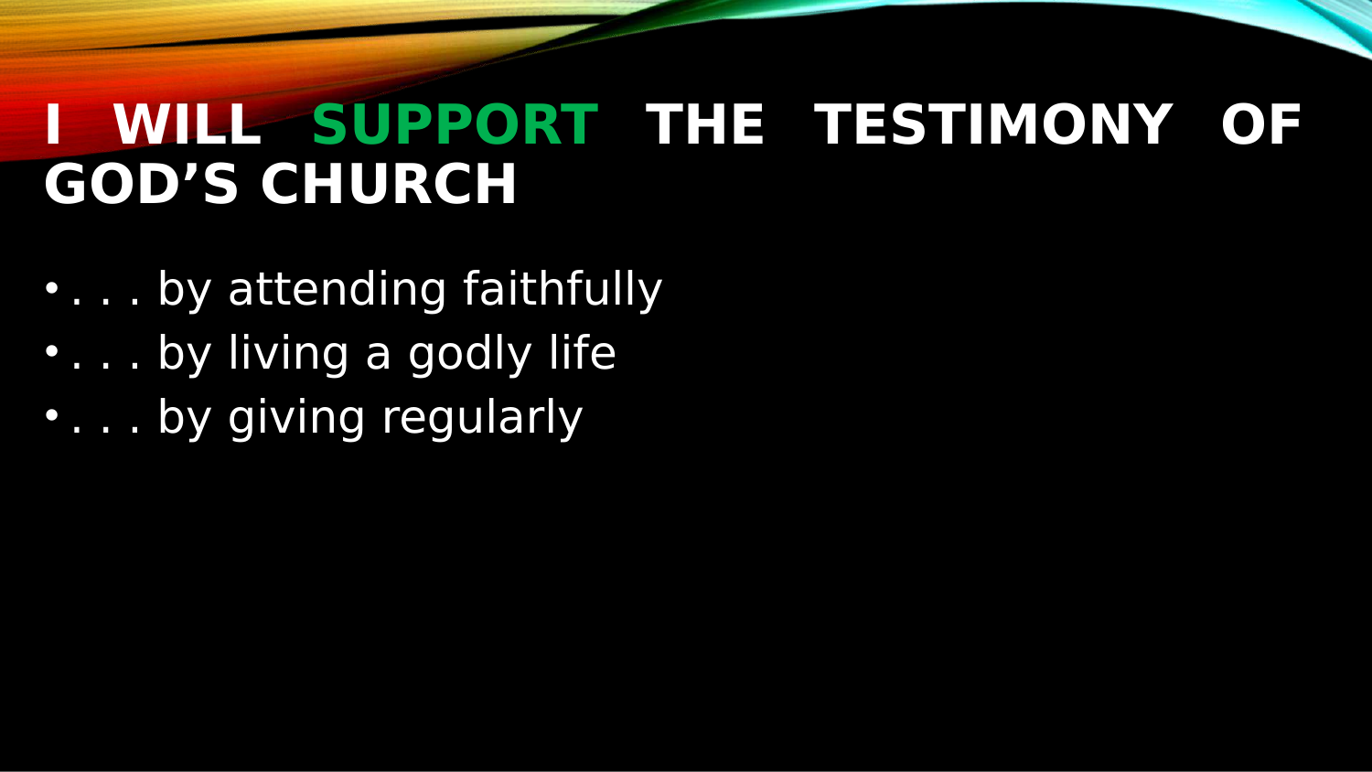# I WILL SUPPORT THE TESTIMONY OF GOD'S CHURCH

- . . . by attending faithfully
- . . . by living a godly life
- . . . by giving regularly